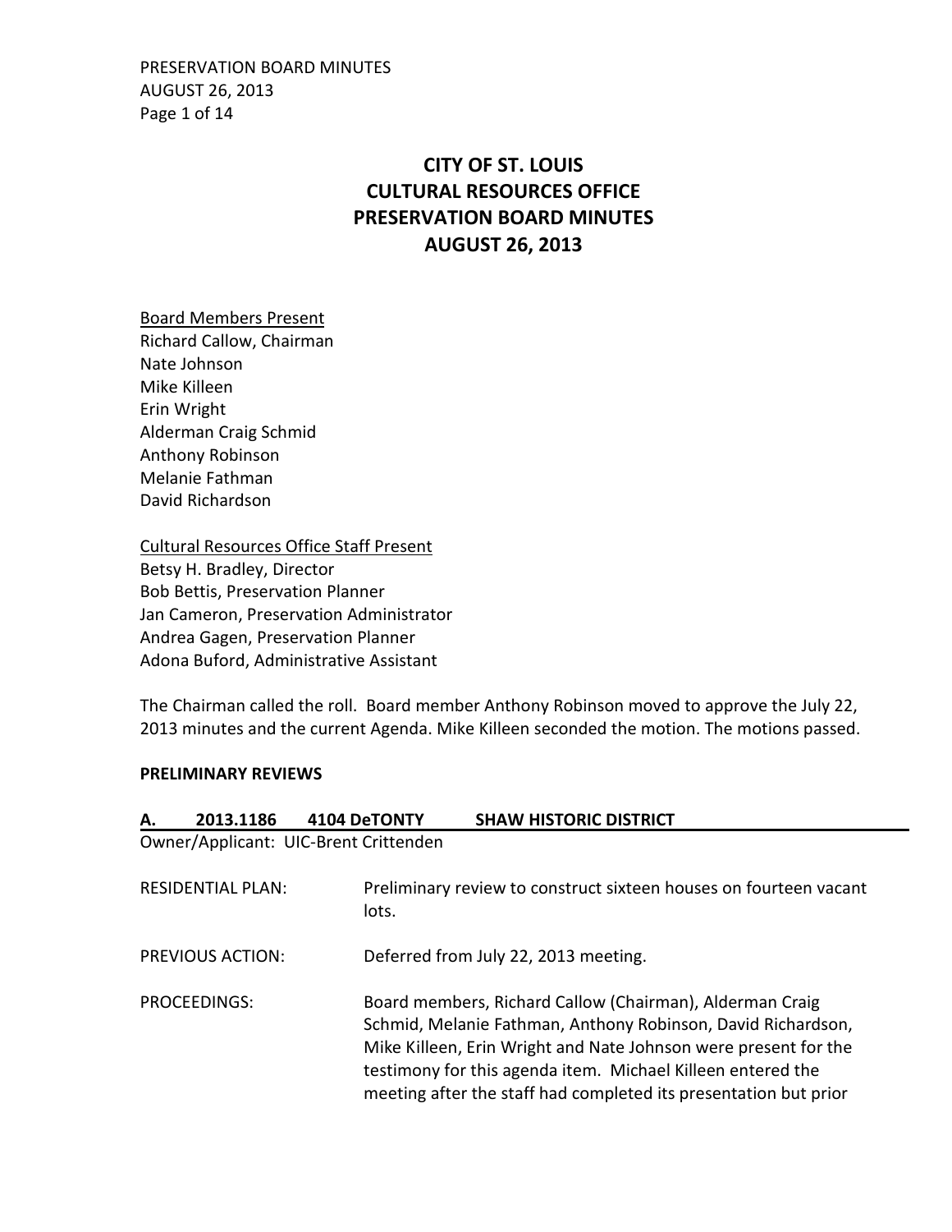# CITY OF ST. LOUIS
# CULTURAL RESOURCES OFFICE
# PRESERVATION BOARD MINUTES
# AUGUST 26, 2013

Board Members Present
Richard Callow, Chairman
Nate Johnson
Mike Killeen
Erin Wright
Alderman Craig Schmid
Anthony Robinson
Melanie Fathman
David Richardson

Cultural Resources Office Staff Present
Betsy H. Bradley, Director
Bob Bettis, Preservation Planner
Jan Cameron, Preservation Administrator
Andrea Gagen, Preservation Planner
Adona Buford, Administrative Assistant

The Chairman called the roll. Board member Anthony Robinson moved to approve the July 22, 2013 minutes and the current Agenda. Mike Killeen seconded the motion. The motions passed.

## PRELIMINARY REVIEWS

### A. 2013.1186 4104 DeTONTY SHAW HISTORIC DISTRICT

Owner/Applicant: UIC-Brent Crittenden

RESIDENTIAL PLAN: Preliminary review to construct sixteen houses on fourteen vacant lots.

PREVIOUS ACTION: Deferred from July 22, 2013 meeting.

PROCEEDINGS: Board members, Richard Callow (Chairman), Alderman Craig Schmid, Melanie Fathman, Anthony Robinson, David Richardson, Mike Killeen, Erin Wright and Nate Johnson were present for the testimony for this agenda item. Michael Killeen entered the meeting after the staff had completed its presentation but prior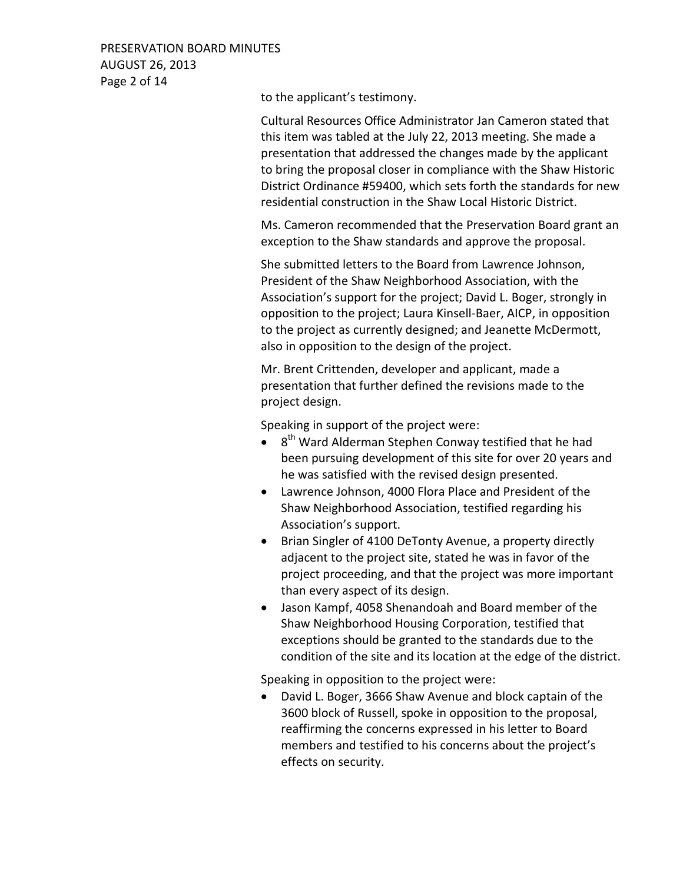to the applicant's testimony.

Cultural Resources Office Administrator Jan Cameron stated that this item was tabled at the July 22, 2013 meeting. She made a presentation that addressed the changes made by the applicant to bring the proposal closer in compliance with the Shaw Historic District Ordinance #59400, which sets forth the standards for new residential construction in the Shaw Local Historic District.

Ms. Cameron recommended that the Preservation Board grant an exception to the Shaw standards and approve the proposal.

She submitted letters to the Board from Lawrence Johnson, President of the Shaw Neighborhood Association, with the Association's support for the project; David L. Boger, strongly in opposition to the project; Laura Kinsell-Baer, AICP, in opposition to the project as currently designed; and Jeanette McDermott, also in opposition to the design of the project.

Mr. Brent Crittenden, developer and applicant, made a presentation that further defined the revisions made to the project design.

Speaking in support of the project were:

- 8th Ward Alderman Stephen Conway testified that he had been pursuing development of this site for over 20 years and he was satisfied with the revised design presented.
- Lawrence Johnson, 4000 Flora Place and President of the Shaw Neighborhood Association, testified regarding his Association's support.
- Brian Singler of 4100 DeTonty Avenue, a property directly adjacent to the project site, stated he was in favor of the project proceeding, and that the project was more important than every aspect of its design.
- Jason Kampf, 4058 Shenandoah and Board member of the Shaw Neighborhood Housing Corporation, testified that exceptions should be granted to the standards due to the condition of the site and its location at the edge of the district.

Speaking in opposition to the project were:

- David L. Boger, 3666 Shaw Avenue and block captain of the 3600 block of Russell, spoke in opposition to the proposal, reaffirming the concerns expressed in his letter to Board members and testified to his concerns about the project's effects on security.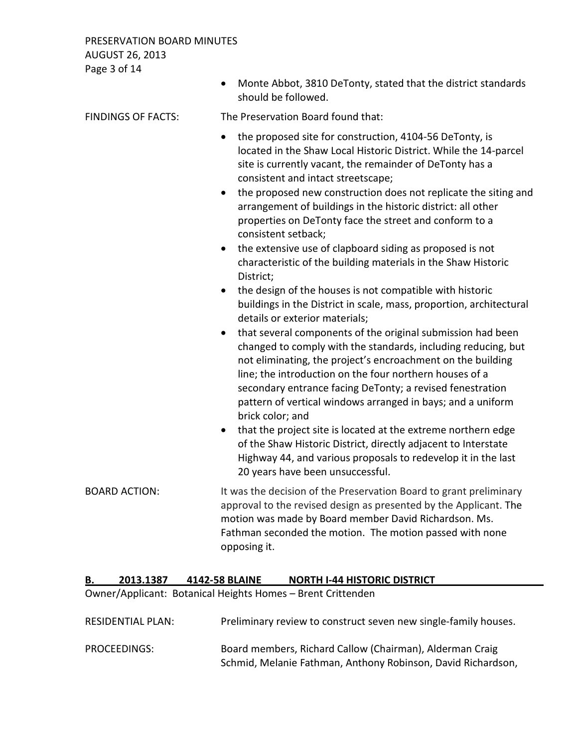- Monte Abbot, 3810 DeTonty, stated that the district standards should be followed.

FINDINGS OF FACTS: The Preservation Board found that:

- the proposed site for construction, 4104-56 DeTonty, is located in the Shaw Local Historic District. While the 14-parcel site is currently vacant, the remainder of DeTonty has a consistent and intact streetscape;
- the proposed new construction does not replicate the siting and arrangement of buildings in the historic district: all other properties on DeTonty face the street and conform to a consistent setback;
- the extensive use of clapboard siding as proposed is not characteristic of the building materials in the Shaw Historic District;
- the design of the houses is not compatible with historic buildings in the District in scale, mass, proportion, architectural details or exterior materials;
- that several components of the original submission had been changed to comply with the standards, including reducing, but not eliminating, the project's encroachment on the building line; the introduction on the four northern houses of a secondary entrance facing DeTonty; a revised fenestration pattern of vertical windows arranged in bays; and a uniform brick color; and
- that the project site is located at the extreme northern edge of the Shaw Historic District, directly adjacent to Interstate Highway 44, and various proposals to redevelop it in the last 20 years have been unsuccessful.

BOARD ACTION: It was the decision of the Preservation Board to grant preliminary approval to the revised design as presented by the Applicant. The motion was made by Board member David Richardson. Ms. Fathman seconded the motion. The motion passed with none opposing it.

## B. 2013.1387 4142-58 BLAINE NORTH I-44 HISTORIC DISTRICT

Owner/Applicant: Botanical Heights Homes – Brent Crittenden

RESIDENTIAL PLAN: Preliminary review to construct seven new single-family houses.

PROCEEDINGS: Board members, Richard Callow (Chairman), Alderman Craig Schmid, Melanie Fathman, Anthony Robinson, David Richardson,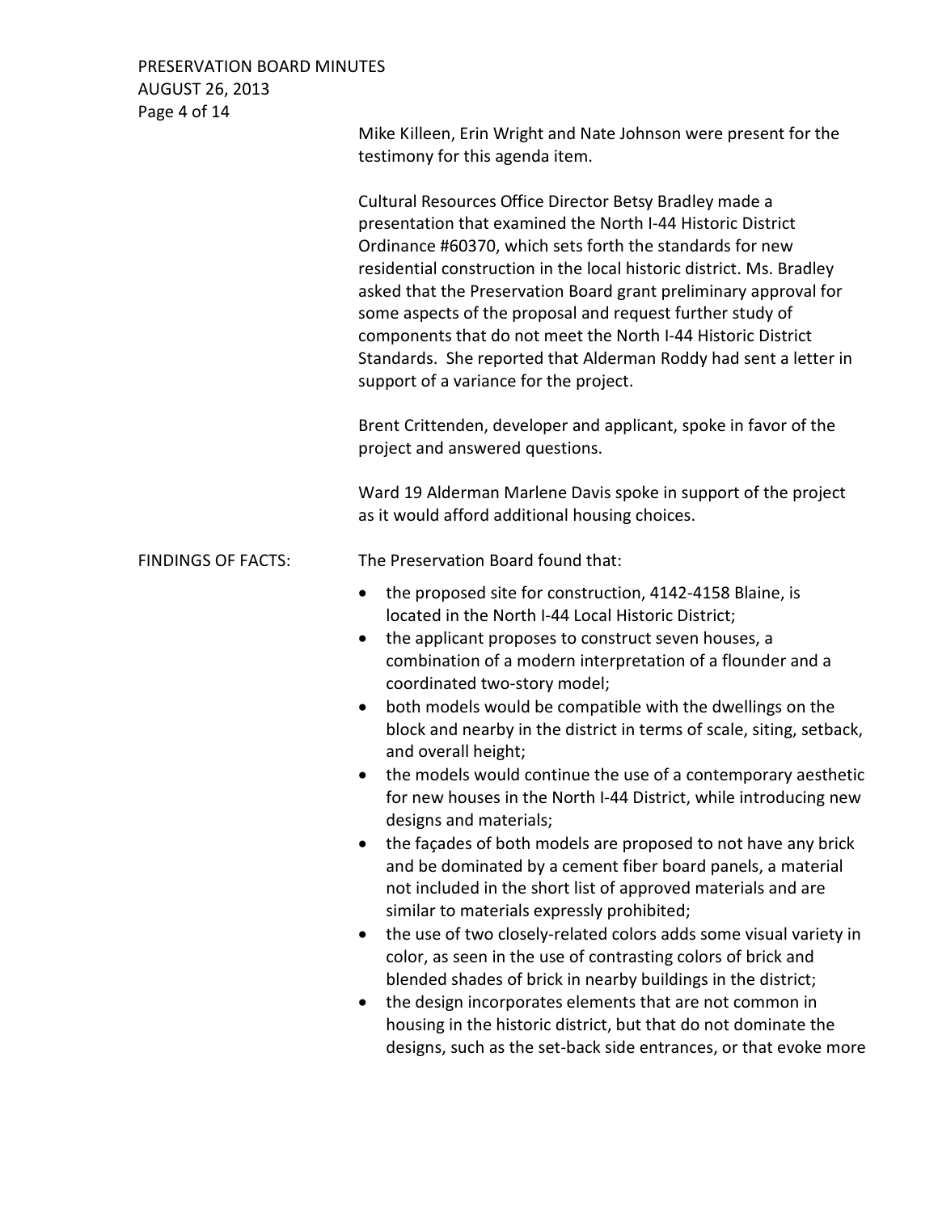Mike Killeen, Erin Wright and Nate Johnson were present for the testimony for this agenda item.

Cultural Resources Office Director Betsy Bradley made a presentation that examined the North I-44 Historic District Ordinance #60370, which sets forth the standards for new residential construction in the local historic district. Ms. Bradley asked that the Preservation Board grant preliminary approval for some aspects of the proposal and request further study of components that do not meet the North I-44 Historic District Standards. She reported that Alderman Roddy had sent a letter in support of a variance for the project.

Brent Crittenden, developer and applicant, spoke in favor of the project and answered questions.

Ward 19 Alderman Marlene Davis spoke in support of the project as it would afford additional housing choices.

FINDINGS OF FACTS: The Preservation Board found that:

- the proposed site for construction, 4142-4158 Blaine, is located in the North I-44 Local Historic District;
- the applicant proposes to construct seven houses, a combination of a modern interpretation of a flounder and a coordinated two-story model;
- both models would be compatible with the dwellings on the block and nearby in the district in terms of scale, siting, setback, and overall height;
- the models would continue the use of a contemporary aesthetic for new houses in the North I-44 District, while introducing new designs and materials;
- the façades of both models are proposed to not have any brick and be dominated by a cement fiber board panels, a material not included in the short list of approved materials and are similar to materials expressly prohibited;
- the use of two closely-related colors adds some visual variety in color, as seen in the use of contrasting colors of brick and blended shades of brick in nearby buildings in the district;
- the design incorporates elements that are not common in housing in the historic district, but that do not dominate the designs, such as the set-back side entrances, or that evoke more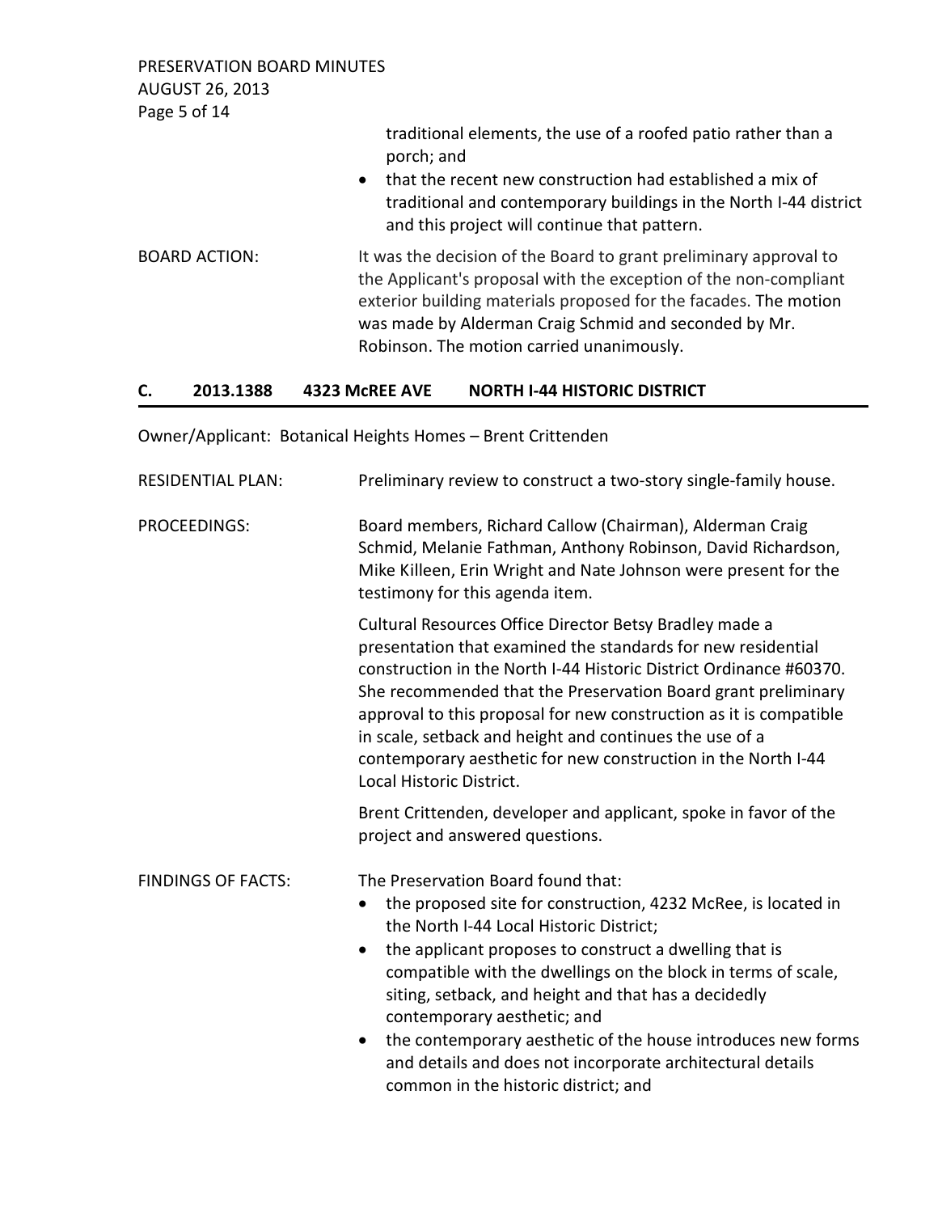traditional elements, the use of a roofed patio rather than a porch; and

- that the recent new construction had established a mix of traditional and contemporary buildings in the North I-44 district and this project will continue that pattern.

BOARD ACTION: It was the decision of the Board to grant preliminary approval to the Applicant's proposal with the exception of the non-compliant exterior building materials proposed for the facades. The motion was made by Alderman Craig Schmid and seconded by Mr. Robinson. The motion carried unanimously.

## C. 2013.1388 4323 McREE AVE NORTH I-44 HISTORIC DISTRICT

Owner/Applicant: Botanical Heights Homes – Brent Crittenden

RESIDENTIAL PLAN: Preliminary review to construct a two-story single-family house.

PROCEEDINGS: Board members, Richard Callow (Chairman), Alderman Craig Schmid, Melanie Fathman, Anthony Robinson, David Richardson, Mike Killeen, Erin Wright and Nate Johnson were present for the testimony for this agenda item.

Cultural Resources Office Director Betsy Bradley made a presentation that examined the standards for new residential construction in the North I-44 Historic District Ordinance #60370. She recommended that the Preservation Board grant preliminary approval to this proposal for new construction as it is compatible in scale, setback and height and continues the use of a contemporary aesthetic for new construction in the North I-44 Local Historic District.

Brent Crittenden, developer and applicant, spoke in favor of the project and answered questions.

FINDINGS OF FACTS: The Preservation Board found that:

- the proposed site for construction, 4232 McRee, is located in the North I-44 Local Historic District;
- the applicant proposes to construct a dwelling that is compatible with the dwellings on the block in terms of scale, siting, setback, and height and that has a decidedly contemporary aesthetic; and
- the contemporary aesthetic of the house introduces new forms and details and does not incorporate architectural details common in the historic district; and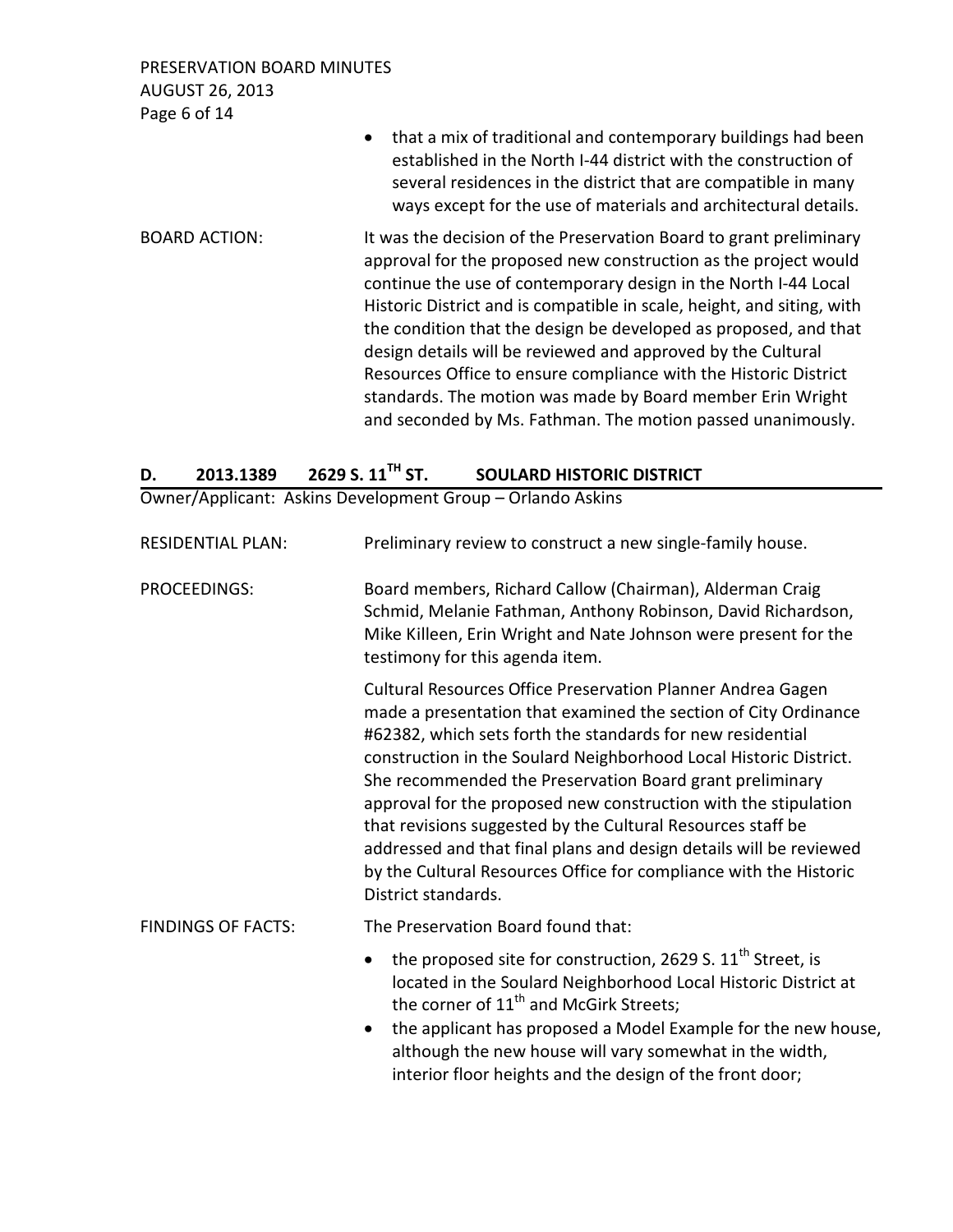- that a mix of traditional and contemporary buildings had been established in the North I-44 district with the construction of several residences in the district that are compatible in many ways except for the use of materials and architectural details.

BOARD ACTION: It was the decision of the Preservation Board to grant preliminary approval for the proposed new construction as the project would continue the use of contemporary design in the North I-44 Local Historic District and is compatible in scale, height, and siting, with the condition that the design be developed as proposed, and that design details will be reviewed and approved by the Cultural Resources Office to ensure compliance with the Historic District standards. The motion was made by Board member Erin Wright and seconded by Ms. Fathman. The motion passed unanimously.

## D. 2013.1389 2629 S. 11TH ST. SOULARD HISTORIC DISTRICT

Owner/Applicant: Askins Development Group – Orlando Askins

RESIDENTIAL PLAN: Preliminary review to construct a new single-family house.

PROCEEDINGS: Board members, Richard Callow (Chairman), Alderman Craig Schmid, Melanie Fathman, Anthony Robinson, David Richardson, Mike Killeen, Erin Wright and Nate Johnson were present for the testimony for this agenda item.

Cultural Resources Office Preservation Planner Andrea Gagen made a presentation that examined the section of City Ordinance #62382, which sets forth the standards for new residential construction in the Soulard Neighborhood Local Historic District. She recommended the Preservation Board grant preliminary approval for the proposed new construction with the stipulation that revisions suggested by the Cultural Resources staff be addressed and that final plans and design details will be reviewed by the Cultural Resources Office for compliance with the Historic District standards.

FINDINGS OF FACTS: The Preservation Board found that:

- the proposed site for construction, 2629 S. 11th Street, is located in the Soulard Neighborhood Local Historic District at the corner of 11th and McGirk Streets;
- the applicant has proposed a Model Example for the new house, although the new house will vary somewhat in the width, interior floor heights and the design of the front door;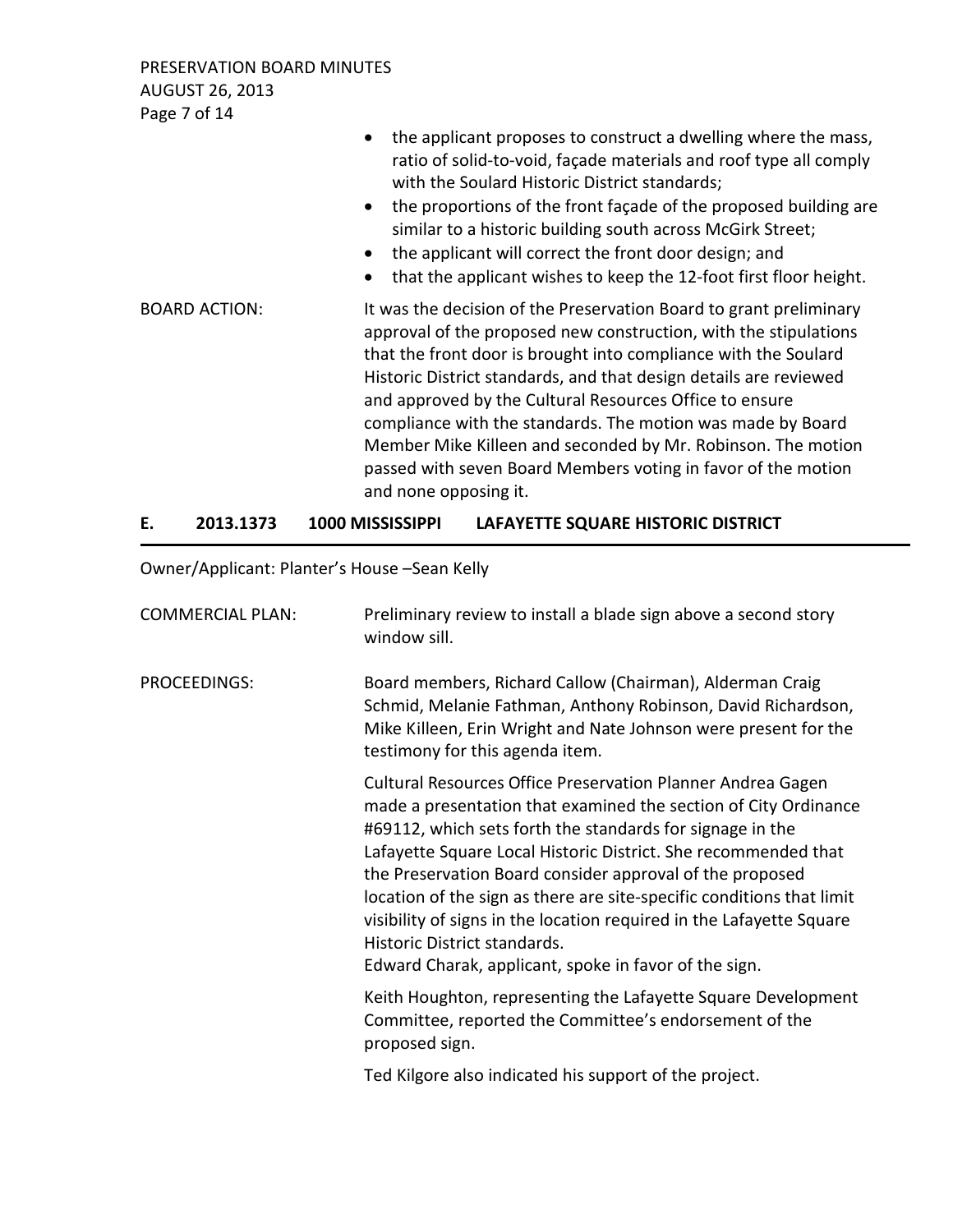- the applicant proposes to construct a dwelling where the mass, ratio of solid-to-void, façade materials and roof type all comply with the Soulard Historic District standards;
- the proportions of the front façade of the proposed building are similar to a historic building south across McGirk Street;
- the applicant will correct the front door design; and
- that the applicant wishes to keep the 12-foot first floor height.

BOARD ACTION: It was the decision of the Preservation Board to grant preliminary approval of the proposed new construction, with the stipulations that the front door is brought into compliance with the Soulard Historic District standards, and that design details are reviewed and approved by the Cultural Resources Office to ensure compliance with the standards. The motion was made by Board Member Mike Killeen and seconded by Mr. Robinson. The motion passed with seven Board Members voting in favor of the motion and none opposing it.

## E. 2013.1373 1000 MISSISSIPPI LAFAYETTE SQUARE HISTORIC DISTRICT

Owner/Applicant: Planter's House –Sean Kelly

COMMERCIAL PLAN: Preliminary review to install a blade sign above a second story window sill.

PROCEEDINGS: Board members, Richard Callow (Chairman), Alderman Craig Schmid, Melanie Fathman, Anthony Robinson, David Richardson, Mike Killeen, Erin Wright and Nate Johnson were present for the testimony for this agenda item.

Cultural Resources Office Preservation Planner Andrea Gagen made a presentation that examined the section of City Ordinance #69112, which sets forth the standards for signage in the Lafayette Square Local Historic District. She recommended that the Preservation Board consider approval of the proposed location of the sign as there are site-specific conditions that limit visibility of signs in the location required in the Lafayette Square Historic District standards.
Edward Charak, applicant, spoke in favor of the sign.

Keith Houghton, representing the Lafayette Square Development Committee, reported the Committee's endorsement of the proposed sign.

Ted Kilgore also indicated his support of the project.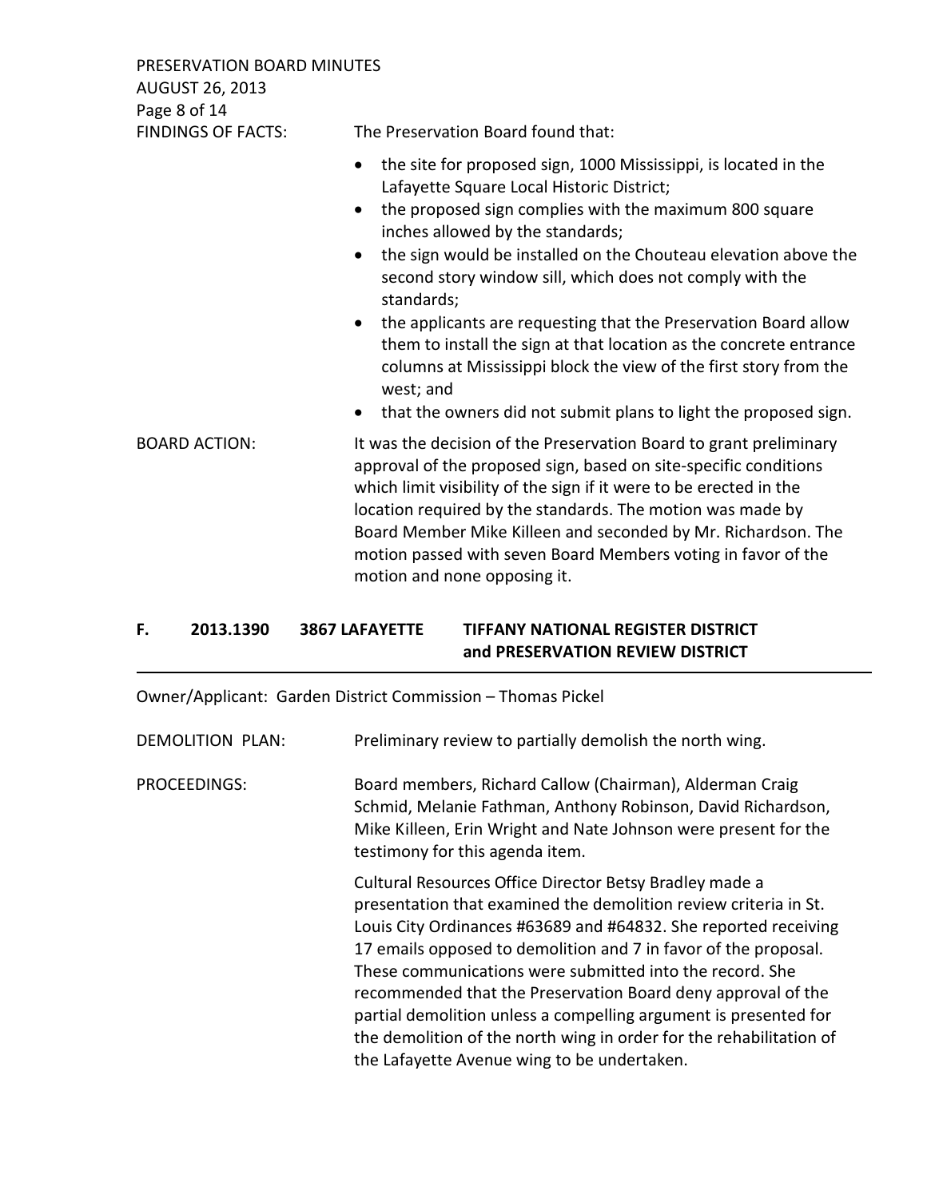FINDINGS OF FACTS: The Preservation Board found that:

- the site for proposed sign, 1000 Mississippi, is located in the Lafayette Square Local Historic District;
- the proposed sign complies with the maximum 800 square inches allowed by the standards;
- the sign would be installed on the Chouteau elevation above the second story window sill, which does not comply with the standards;
- the applicants are requesting that the Preservation Board allow them to install the sign at that location as the concrete entrance columns at Mississippi block the view of the first story from the west; and
- that the owners did not submit plans to light the proposed sign.

BOARD ACTION: It was the decision of the Preservation Board to grant preliminary approval of the proposed sign, based on site-specific conditions which limit visibility of the sign if it were to be erected in the location required by the standards. The motion was made by Board Member Mike Killeen and seconded by Mr. Richardson. The motion passed with seven Board Members voting in favor of the motion and none opposing it.

## F. 2013.1390 3867 LAFAYETTE TIFFANY NATIONAL REGISTER DISTRICT and PRESERVATION REVIEW DISTRICT

Owner/Applicant: Garden District Commission – Thomas Pickel

DEMOLITION PLAN: Preliminary review to partially demolish the north wing.

PROCEEDINGS: Board members, Richard Callow (Chairman), Alderman Craig Schmid, Melanie Fathman, Anthony Robinson, David Richardson, Mike Killeen, Erin Wright and Nate Johnson were present for the testimony for this agenda item.

Cultural Resources Office Director Betsy Bradley made a presentation that examined the demolition review criteria in St. Louis City Ordinances #63689 and #64832. She reported receiving 17 emails opposed to demolition and 7 in favor of the proposal. These communications were submitted into the record. She recommended that the Preservation Board deny approval of the partial demolition unless a compelling argument is presented for the demolition of the north wing in order for the rehabilitation of the Lafayette Avenue wing to be undertaken.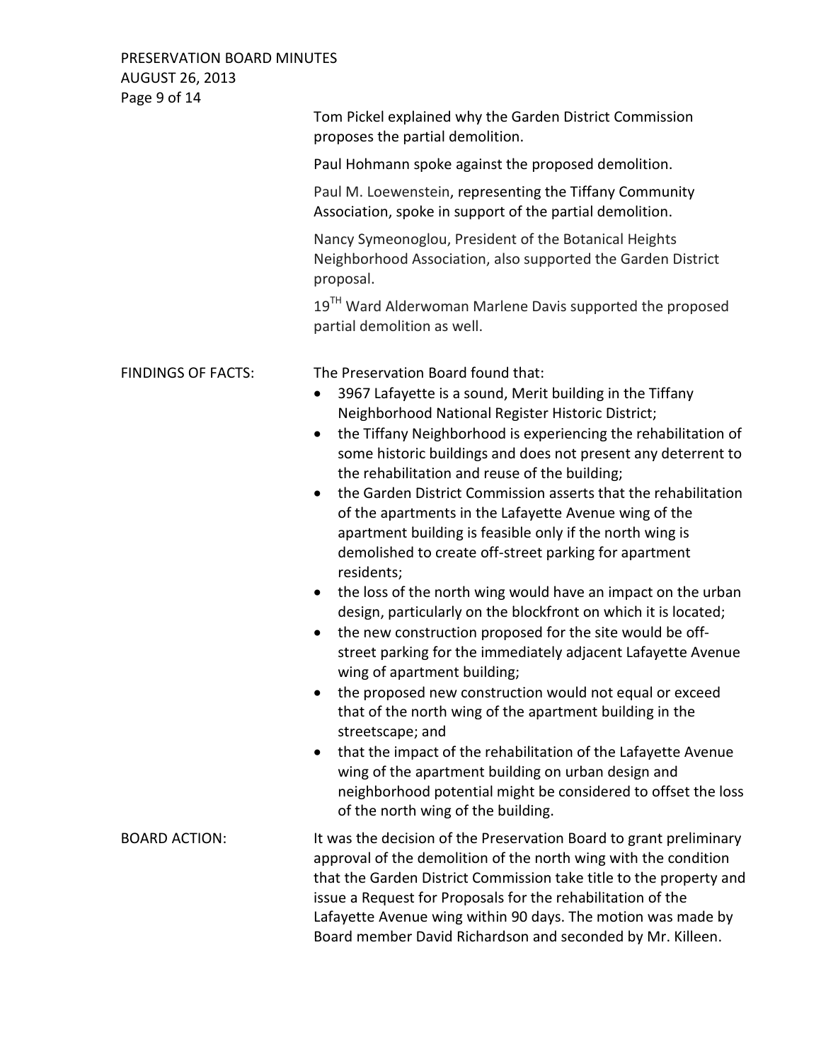Tom Pickel explained why the Garden District Commission proposes the partial demolition.

Paul Hohmann spoke against the proposed demolition.

Paul M. Loewenstein, representing the Tiffany Community Association, spoke in support of the partial demolition.

Nancy Symeonoglou, President of the Botanical Heights Neighborhood Association, also supported the Garden District proposal.

19TH Ward Alderwoman Marlene Davis supported the proposed partial demolition as well.

**FINDINGS OF FACTS:**

The Preservation Board found that:

- 3967 Lafayette is a sound, Merit building in the Tiffany Neighborhood National Register Historic District;
- the Tiffany Neighborhood is experiencing the rehabilitation of some historic buildings and does not present any deterrent to the rehabilitation and reuse of the building;
- the Garden District Commission asserts that the rehabilitation of the apartments in the Lafayette Avenue wing of the apartment building is feasible only if the north wing is demolished to create off-street parking for apartment residents;
- the loss of the north wing would have an impact on the urban design, particularly on the blockfront on which it is located;
- the new construction proposed for the site would be off-street parking for the immediately adjacent Lafayette Avenue wing of apartment building;
- the proposed new construction would not equal or exceed that of the north wing of the apartment building in the streetscape; and
- that the impact of the rehabilitation of the Lafayette Avenue wing of the apartment building on urban design and neighborhood potential might be considered to offset the loss of the north wing of the building.

**BOARD ACTION:**

It was the decision of the Preservation Board to grant preliminary approval of the demolition of the north wing with the condition that the Garden District Commission take title to the property and issue a Request for Proposals for the rehabilitation of the Lafayette Avenue wing within 90 days. The motion was made by Board member David Richardson and seconded by Mr. Killeen.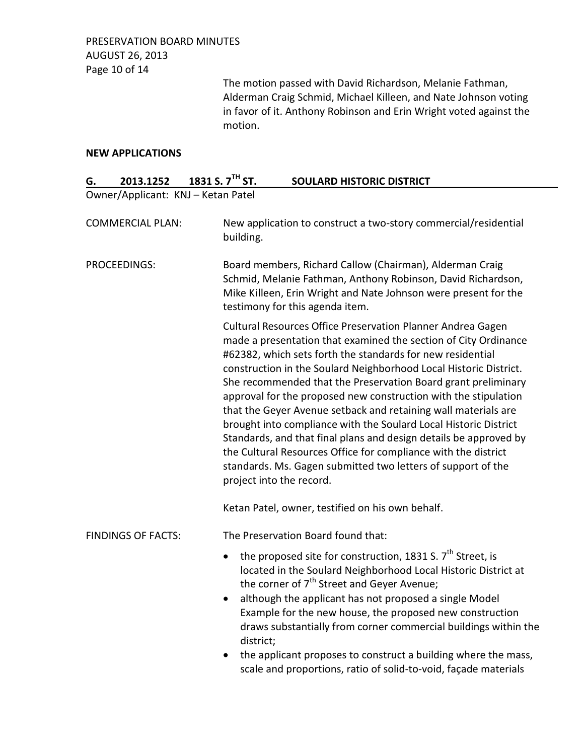The motion passed with David Richardson, Melanie Fathman, Alderman Craig Schmid, Michael Killeen, and Nate Johnson voting in favor of it. Anthony Robinson and Erin Wright voted against the motion.

**NEW APPLICATIONS**

## G. 2013.1252 1831 S. 7TH ST. SOULARD HISTORIC DISTRICT

Owner/Applicant: KNJ – Ketan Patel

COMMERCIAL PLAN: New application to construct a two-story commercial/residential building.

PROCEEDINGS: Board members, Richard Callow (Chairman), Alderman Craig Schmid, Melanie Fathman, Anthony Robinson, David Richardson, Mike Killeen, Erin Wright and Nate Johnson were present for the testimony for this agenda item.

Cultural Resources Office Preservation Planner Andrea Gagen made a presentation that examined the section of City Ordinance #62382, which sets forth the standards for new residential construction in the Soulard Neighborhood Local Historic District. She recommended that the Preservation Board grant preliminary approval for the proposed new construction with the stipulation that the Geyer Avenue setback and retaining wall materials are brought into compliance with the Soulard Local Historic District Standards, and that final plans and design details be approved by the Cultural Resources Office for compliance with the district standards. Ms. Gagen submitted two letters of support of the project into the record.

Ketan Patel, owner, testified on his own behalf.

FINDINGS OF FACTS: The Preservation Board found that:

- the proposed site for construction, 1831 S. 7th Street, is located in the Soulard Neighborhood Local Historic District at the corner of 7th Street and Geyer Avenue;
- although the applicant has not proposed a single Model Example for the new house, the proposed new construction draws substantially from corner commercial buildings within the district;
- the applicant proposes to construct a building where the mass, scale and proportions, ratio of solid-to-void, façade materials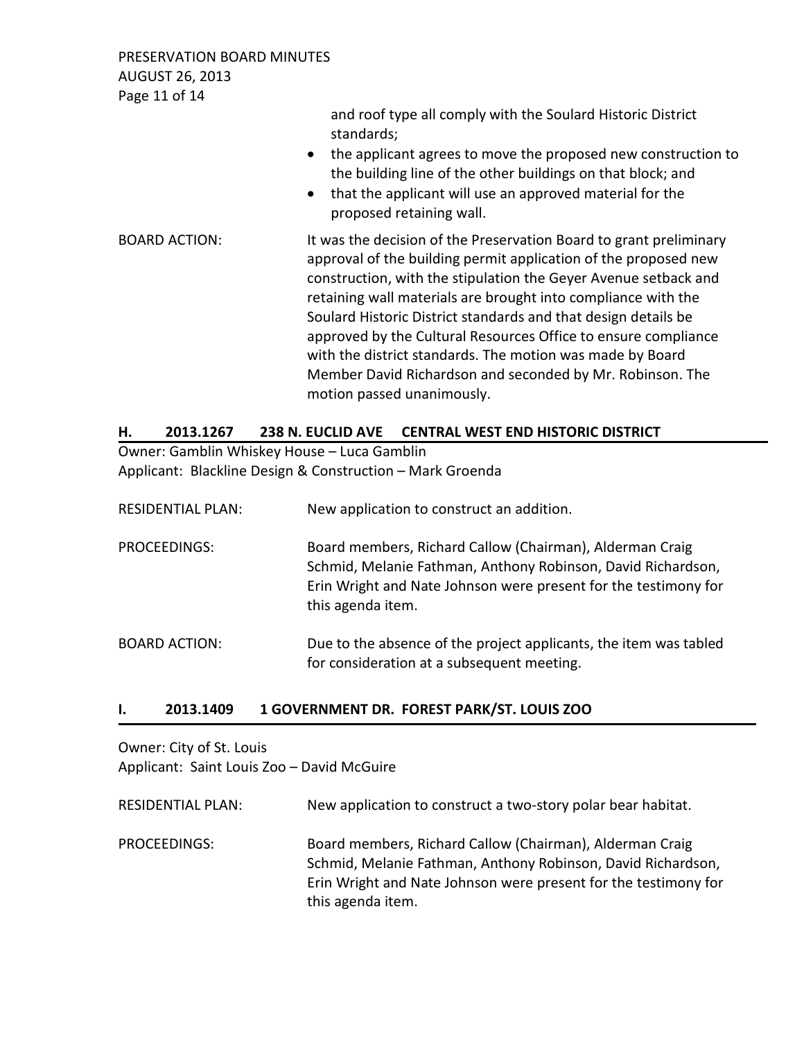and roof type all comply with the Soulard Historic District standards;

- the applicant agrees to move the proposed new construction to the building line of the other buildings on that block; and
- that the applicant will use an approved material for the proposed retaining wall.

BOARD ACTION: It was the decision of the Preservation Board to grant preliminary approval of the building permit application of the proposed new construction, with the stipulation the Geyer Avenue setback and retaining wall materials are brought into compliance with the Soulard Historic District standards and that design details be approved by the Cultural Resources Office to ensure compliance with the district standards. The motion was made by Board Member David Richardson and seconded by Mr. Robinson. The motion passed unanimously.

## H. 2013.1267 238 N. EUCLID AVE CENTRAL WEST END HISTORIC DISTRICT

Owner: Gamblin Whiskey House – Luca Gamblin
Applicant: Blackline Design & Construction – Mark Groenda

RESIDENTIAL PLAN: New application to construct an addition.

PROCEEDINGS: Board members, Richard Callow (Chairman), Alderman Craig Schmid, Melanie Fathman, Anthony Robinson, David Richardson, Erin Wright and Nate Johnson were present for the testimony for this agenda item.

BOARD ACTION: Due to the absence of the project applicants, the item was tabled for consideration at a subsequent meeting.

## I. 2013.1409 1 GOVERNMENT DR. FOREST PARK/ST. LOUIS ZOO

Owner: City of St. Louis
Applicant: Saint Louis Zoo – David McGuire

RESIDENTIAL PLAN: New application to construct a two-story polar bear habitat.

PROCEEDINGS: Board members, Richard Callow (Chairman), Alderman Craig Schmid, Melanie Fathman, Anthony Robinson, David Richardson, Erin Wright and Nate Johnson were present for the testimony for this agenda item.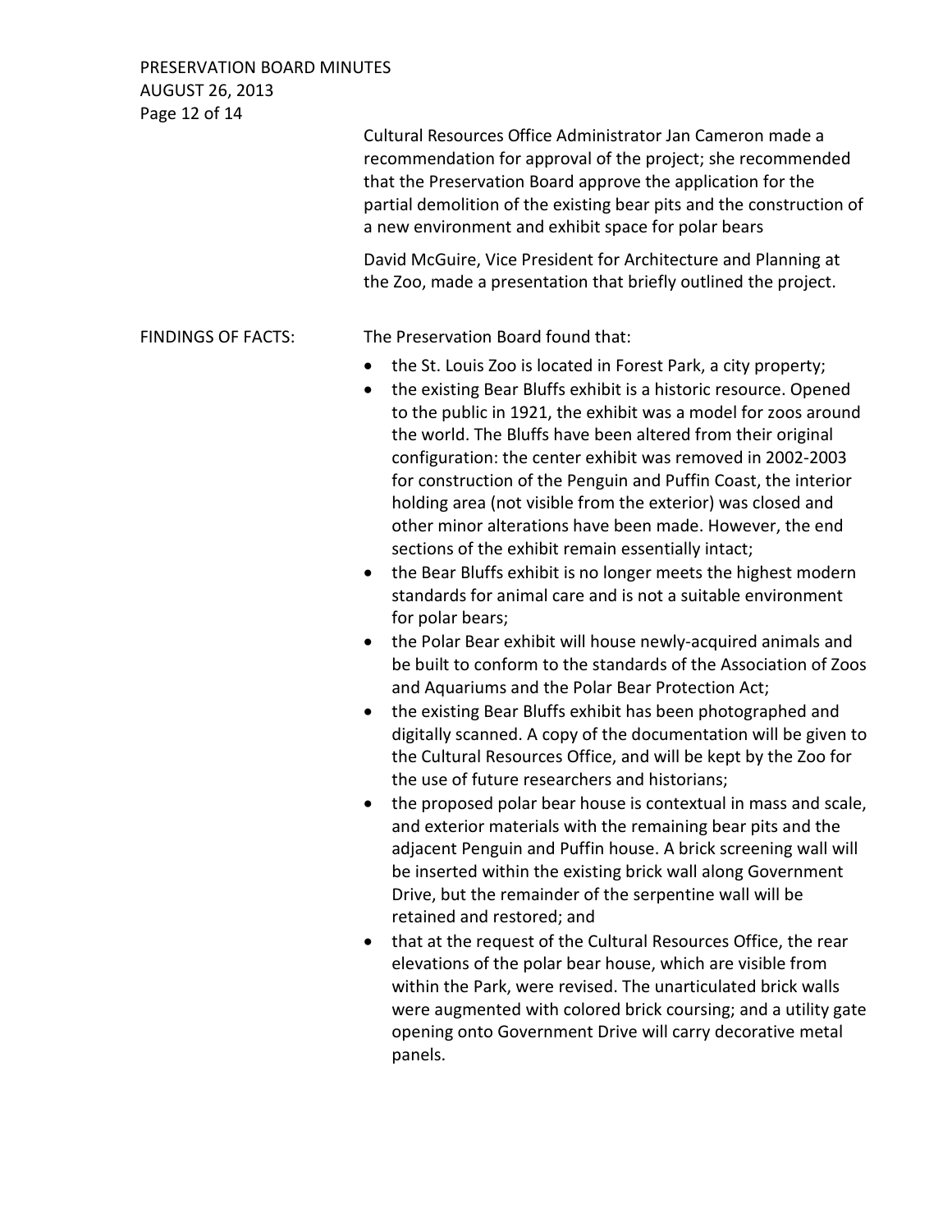Cultural Resources Office Administrator Jan Cameron made a recommendation for approval of the project; she recommended that the Preservation Board approve the application for the partial demolition of the existing bear pits and the construction of a new environment and exhibit space for polar bears

David McGuire, Vice President for Architecture and Planning at the Zoo, made a presentation that briefly outlined the project.

FINDINGS OF FACTS: The Preservation Board found that:

- the St. Louis Zoo is located in Forest Park, a city property;
- the existing Bear Bluffs exhibit is a historic resource. Opened to the public in 1921, the exhibit was a model for zoos around the world. The Bluffs have been altered from their original configuration: the center exhibit was removed in 2002-2003 for construction of the Penguin and Puffin Coast, the interior holding area (not visible from the exterior) was closed and other minor alterations have been made. However, the end sections of the exhibit remain essentially intact;
- the Bear Bluffs exhibit is no longer meets the highest modern standards for animal care and is not a suitable environment for polar bears;
- the Polar Bear exhibit will house newly-acquired animals and be built to conform to the standards of the Association of Zoos and Aquariums and the Polar Bear Protection Act;
- the existing Bear Bluffs exhibit has been photographed and digitally scanned. A copy of the documentation will be given to the Cultural Resources Office, and will be kept by the Zoo for the use of future researchers and historians;
- the proposed polar bear house is contextual in mass and scale, and exterior materials with the remaining bear pits and the adjacent Penguin and Puffin house. A brick screening wall will be inserted within the existing brick wall along Government Drive, but the remainder of the serpentine wall will be retained and restored; and
- that at the request of the Cultural Resources Office, the rear elevations of the polar bear house, which are visible from within the Park, were revised. The unarticulated brick walls were augmented with colored brick coursing; and a utility gate opening onto Government Drive will carry decorative metal panels.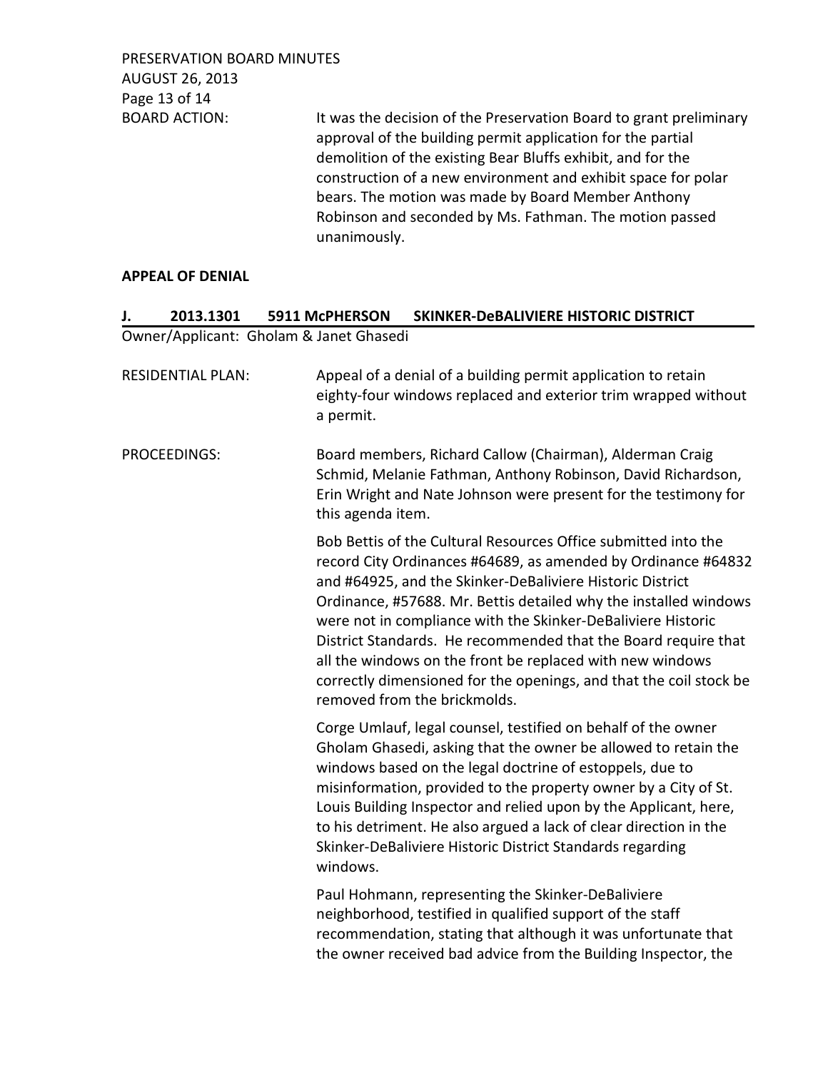BOARD ACTION: It was the decision of the Preservation Board to grant preliminary approval of the building permit application for the partial demolition of the existing Bear Bluffs exhibit, and for the construction of a new environment and exhibit space for polar bears. The motion was made by Board Member Anthony Robinson and seconded by Ms. Fathman. The motion passed unanimously.

**APPEAL OF DENIAL**

## J. 2013.1301 5911 McPHERSON SKINKER-DeBALIVIERE HISTORIC DISTRICT

Owner/Applicant: Gholam & Janet Ghasedi

RESIDENTIAL PLAN: Appeal of a denial of a building permit application to retain eighty-four windows replaced and exterior trim wrapped without a permit.

PROCEEDINGS: Board members, Richard Callow (Chairman), Alderman Craig Schmid, Melanie Fathman, Anthony Robinson, David Richardson, Erin Wright and Nate Johnson were present for the testimony for this agenda item.

Bob Bettis of the Cultural Resources Office submitted into the record City Ordinances #64689, as amended by Ordinance #64832 and #64925, and the Skinker-DeBaliviere Historic District Ordinance, #57688. Mr. Bettis detailed why the installed windows were not in compliance with the Skinker-DeBaliviere Historic District Standards. He recommended that the Board require that all the windows on the front be replaced with new windows correctly dimensioned for the openings, and that the coil stock be removed from the brickmolds.

Corge Umlauf, legal counsel, testified on behalf of the owner Gholam Ghasedi, asking that the owner be allowed to retain the windows based on the legal doctrine of estoppels, due to misinformation, provided to the property owner by a City of St. Louis Building Inspector and relied upon by the Applicant, here, to his detriment. He also argued a lack of clear direction in the Skinker-DeBaliviere Historic District Standards regarding windows.

Paul Hohmann, representing the Skinker-DeBaliviere neighborhood, testified in qualified support of the staff recommendation, stating that although it was unfortunate that the owner received bad advice from the Building Inspector, the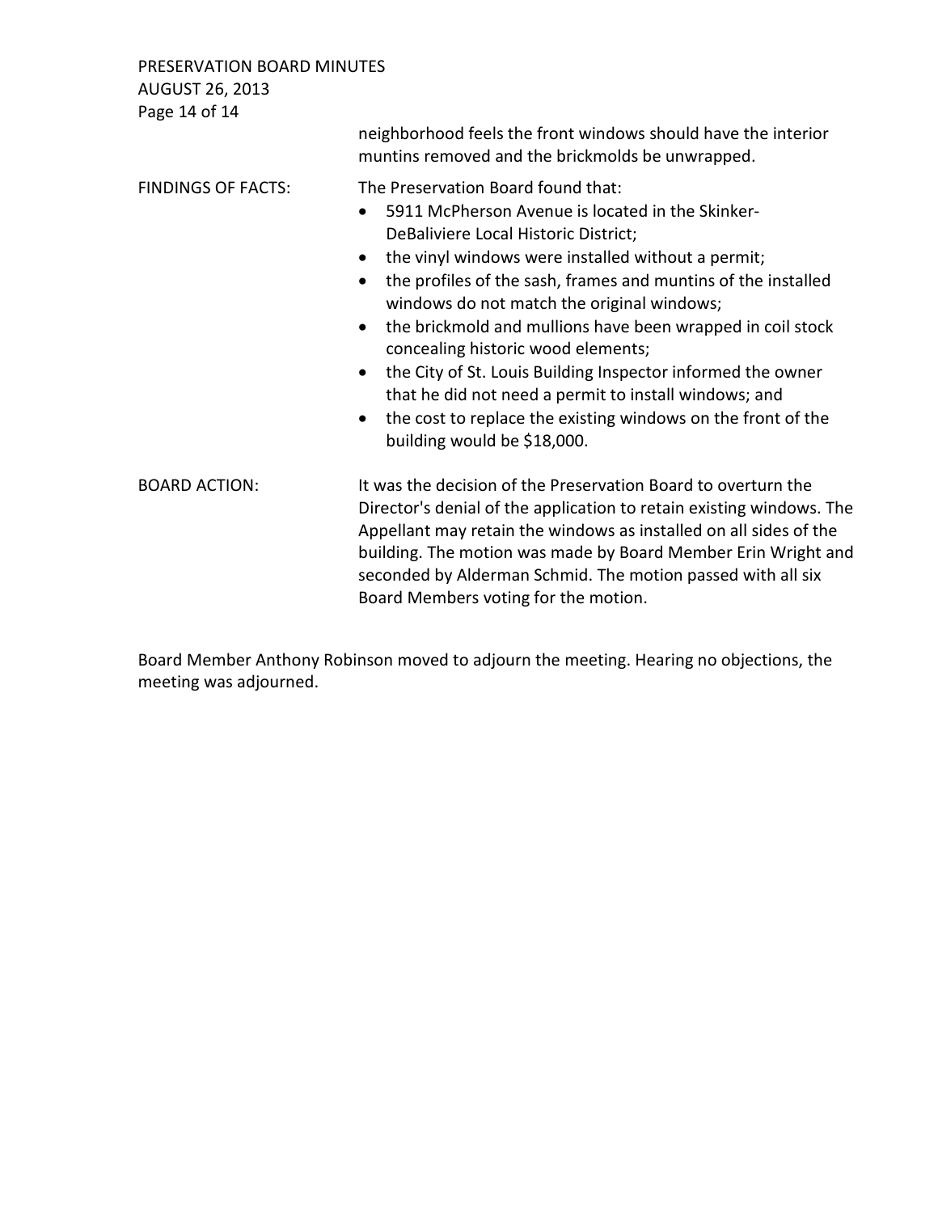neighborhood feels the front windows should have the interior muntins removed and the brickmolds be unwrapped.

FINDINGS OF FACTS: The Preservation Board found that:

- 5911 McPherson Avenue is located in the Skinker-DeBaliviere Local Historic District;
- the vinyl windows were installed without a permit;
- the profiles of the sash, frames and muntins of the installed windows do not match the original windows;
- the brickmold and mullions have been wrapped in coil stock concealing historic wood elements;
- the City of St. Louis Building Inspector informed the owner that he did not need a permit to install windows; and
- the cost to replace the existing windows on the front of the building would be $18,000.

BOARD ACTION: It was the decision of the Preservation Board to overturn the Director's denial of the application to retain existing windows. The Appellant may retain the windows as installed on all sides of the building. The motion was made by Board Member Erin Wright and seconded by Alderman Schmid. The motion passed with all six Board Members voting for the motion.

Board Member Anthony Robinson moved to adjourn the meeting. Hearing no objections, the meeting was adjourned.